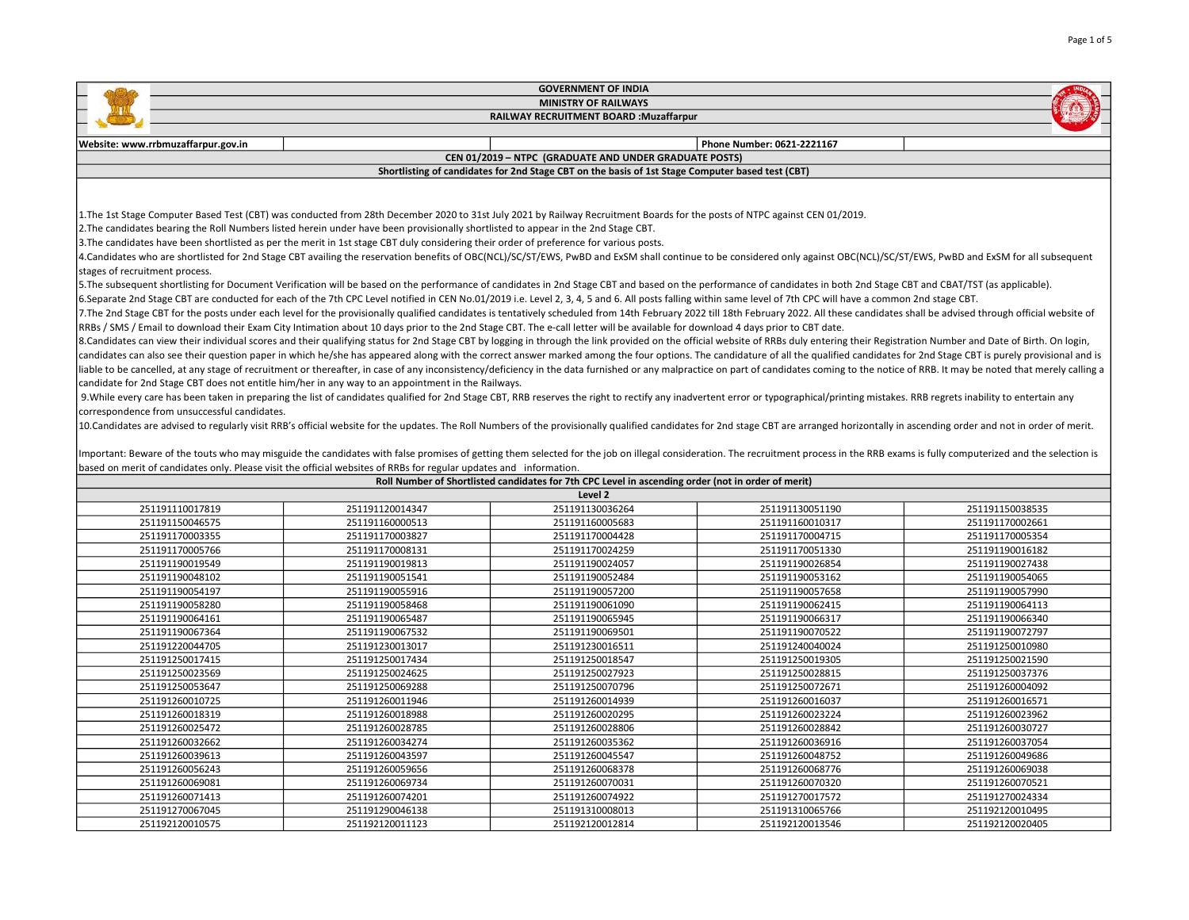# GOVERNMENT OF INDIA
## MINISTRY OF RAILWAYS
## RAILWAY RECRUITMENT BOARD :Muzaffarpur

**Website: www.rrbmuzaffarpur.gov.in** | **Phone Number: 0621-2221167**

**CEN 01/2019 – NTPC (GRADUATE AND UNDER GRADUATE POSTS)**

**Shortlisting of candidates for 2nd Stage CBT on the basis of 1st Stage Computer based test (CBT)**

1.The 1st Stage Computer Based Test (CBT) was conducted from 28th December 2020 to 31st July 2021 by Railway Recruitment Boards for the posts of NTPC against CEN 01/2019.

2.The candidates bearing the Roll Numbers listed herein under have been provisionally shortlisted to appear in the 2nd Stage CBT.

3.The candidates have been shortlisted as per the merit in 1st stage CBT duly considering their order of preference for various posts.

4.Candidates who are shortlisted for 2nd Stage CBT availing the reservation benefits of OBC(NCL)/SC/ST/EWS, PwBD and ExSM shall continue to be considered only against OBC(NCL)/SC/ST/EWS, PwBD and ExSM for all subsequent stages of recruitment process.

5.The subsequent shortlisting for Document Verification will be based on the performance of candidates in 2nd Stage CBT and based on the performance of candidates in both 2nd Stage CBT and CBAT/TST (as applicable).

6.Separate 2nd Stage CBT are conducted for each of the 7th CPC Level notified in CEN No.01/2019 i.e. Level 2, 3, 4, 5 and 6. All posts falling within same level of 7th CPC will have a common 2nd stage CBT.

7.The 2nd Stage CBT for the posts under each level for the provisionally qualified candidates is tentatively scheduled from 14th February 2022 till 18th February 2022. All these candidates shall be advised through official website of RRBs / SMS / Email to download their Exam City Intimation about 10 days prior to the 2nd Stage CBT. The e-call letter will be available for download 4 days prior to CBT date.

8.Candidates can view their individual scores and their qualifying status for 2nd Stage CBT by logging in through the link provided on the official website of RRBs duly entering their Registration Number and Date of Birth. On login, candidates can also see their question paper in which he/she has appeared along with the correct answer marked among the four options. The candidature of all the qualified candidates for 2nd Stage CBT is purely provisional and is liable to be cancelled, at any stage of recruitment or thereafter, in case of any inconsistency/deficiency in the data furnished or any malpractice on part of candidates coming to the notice of RRB. It may be noted that merely calling a candidate for 2nd Stage CBT does not entitle him/her in any way to an appointment in the Railways.

9.While every care has been taken in preparing the list of candidates qualified for 2nd Stage CBT, RRB reserves the right to rectify any inadvertent error or typographical/printing mistakes. RRB regrets inability to entertain any correspondence from unsuccessful candidates.

10.Candidates are advised to regularly visit RRB's official website for the updates. The Roll Numbers of the provisionally qualified candidates for 2nd stage CBT are arranged horizontally in ascending order and not in order of merit.

Important: Beware of the touts who may misguide the candidates with false promises of getting them selected for the job on illegal consideration. The recruitment process in the RRB exams is fully computerized and the selection is based on merit of candidates only. Please visit the official websites of RRBs for regular updates and information.

**Roll Number of Shortlisted candidates for 7th CPC Level in ascending order (not in order of merit)**

**Level 2**

| | | | | |
|---|---|---|---|---|
| 251191110017819 | 251191120014347 | 251191130036264 | 251191130051190 | 251191150038535 |
| 251191150046575 | 251191160000513 | 251191160005683 | 251191160010317 | 251191170002661 |
| 251191170003355 | 251191170003827 | 251191170004428 | 251191170004715 | 251191170005354 |
| 251191170005766 | 251191170008131 | 251191170024259 | 251191170051330 | 251191190016182 |
| 251191190019549 | 251191190019813 | 251191190024057 | 251191190026854 | 251191190027438 |
| 251191190048102 | 251191190051541 | 251191190052484 | 251191190053162 | 251191190054065 |
| 251191190054197 | 251191190055916 | 251191190057200 | 251191190057658 | 251191190057990 |
| 251191190058280 | 251191190058468 | 251191190061090 | 251191190062415 | 251191190064113 |
| 251191190064161 | 251191190065487 | 251191190065945 | 251191190066317 | 251191190066340 |
| 251191190067364 | 251191190067532 | 251191190069501 | 251191190070522 | 251191190072797 |
| 251191220044705 | 251191230013017 | 251191230016511 | 251191240040024 | 251191250010980 |
| 251191250017415 | 251191250017434 | 251191250018547 | 251191250019305 | 251191250021590 |
| 251191250023569 | 251191250024625 | 251191250027923 | 251191250028815 | 251191250037376 |
| 251191250053647 | 251191250069288 | 251191250070796 | 251191250072671 | 251191260004092 |
| 251191260010725 | 251191260011946 | 251191260014939 | 251191260016037 | 251191260016571 |
| 251191260018319 | 251191260018988 | 251191260020295 | 251191260023224 | 251191260023962 |
| 251191260025472 | 251191260028785 | 251191260028806 | 251191260028842 | 251191260030727 |
| 251191260032662 | 251191260034274 | 251191260035362 | 251191260036916 | 251191260037054 |
| 251191260039613 | 251191260043597 | 251191260045547 | 251191260048752 | 251191260049686 |
| 251191260056243 | 251191260059656 | 251191260068378 | 251191260068776 | 251191260069038 |
| 251191260069081 | 251191260069734 | 251191260070031 | 251191260070320 | 251191260070521 |
| 251191260071413 | 251191260074201 | 251191260074922 | 251191270017572 | 251191270024334 |
| 251191270067045 | 251191290046138 | 251191310008013 | 251191310065766 | 251192120010495 |
| 251192120010575 | 251192120011123 | 251192120012814 | 251192120013546 | 251192120020405 |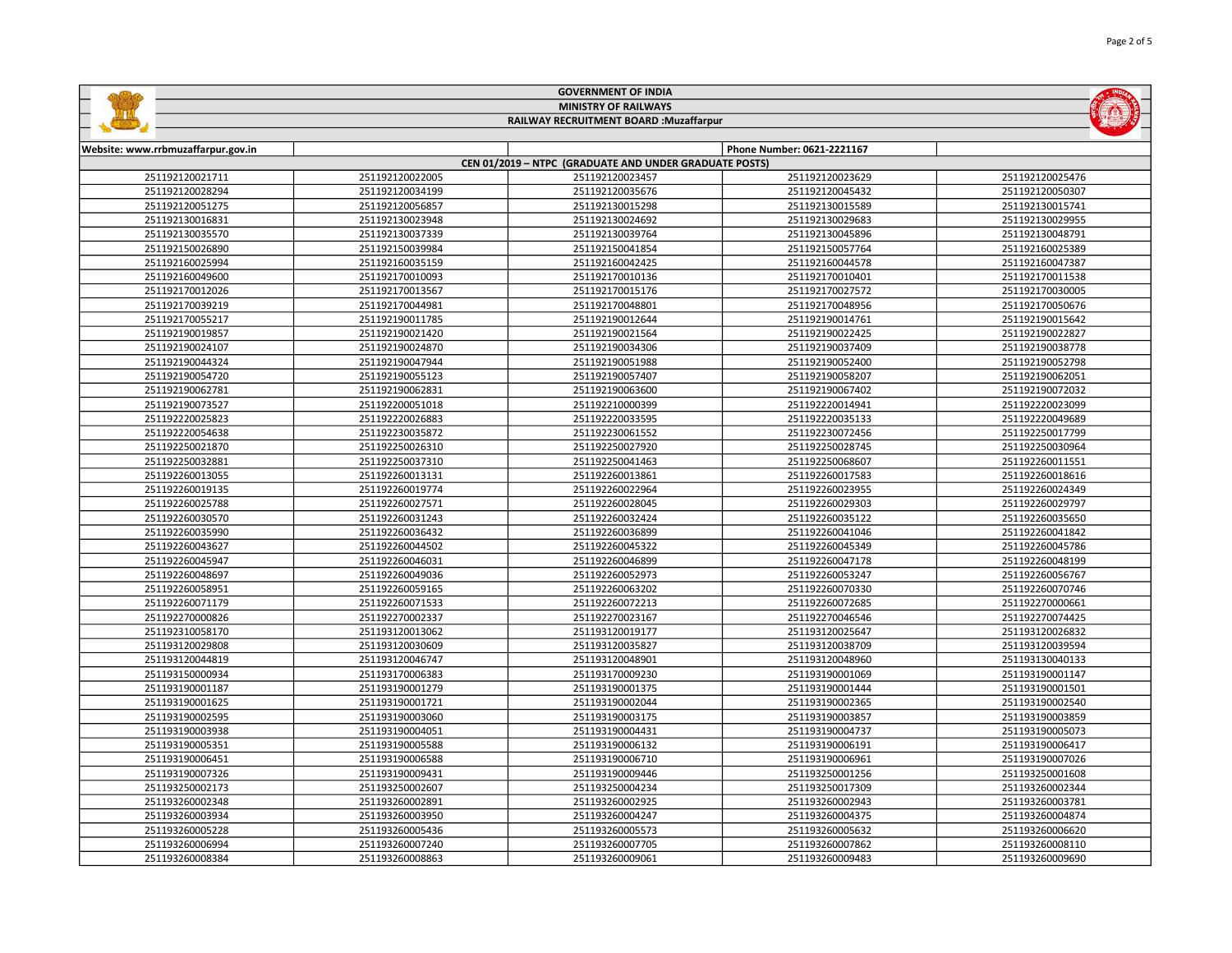# GOVERNMENT OF INDIA

## MINISTRY OF RAILWAYS

### RAILWAY RECRUITMENT BOARD :Muzaffarpur

| Website: www.rrbmuzaffarpur.gov.in | | | Phone Number: 0621-2221167 | |
|---|---|---|---|---|
| CEN 01/2019 – NTPC (GRADUATE AND UNDER GRADUATE POSTS) | | | | |
| 251192120021711 | 251192120022005 | 251192120023457 | 251192120023629 | 251192120025476 |
| 251192120028294 | 251192120034199 | 251192120035676 | 251192120045432 | 251192120050307 |
| 251192120051275 | 251192120056857 | 251192130015298 | 251192130015589 | 251192130015741 |
| 251192130016831 | 251192130023948 | 251192130024692 | 251192130029683 | 251192130029955 |
| 251192130035570 | 251192130037339 | 251192130039764 | 251192130045896 | 251192130048791 |
| 251192150026890 | 251192150039984 | 251192150041854 | 251192150057764 | 251192160025389 |
| 251192160025994 | 251192160035159 | 251192160042425 | 251192160044578 | 251192160047387 |
| 251192160049600 | 251192170010093 | 251192170010136 | 251192170010401 | 251192170011538 |
| 251192170012026 | 251192170013567 | 251192170015176 | 251192170027572 | 251192170030005 |
| 251192170039219 | 251192170044981 | 251192170048801 | 251192170048956 | 251192170050676 |
| 251192170055217 | 251192190011785 | 251192190012644 | 251192190014761 | 251192190015642 |
| 251192190019857 | 251192190021420 | 251192190021564 | 251192190022425 | 251192190022827 |
| 251192190024107 | 251192190024870 | 251192190034306 | 251192190037409 | 251192190038778 |
| 251192190044324 | 251192190047944 | 251192190051988 | 251192190052400 | 251192190052798 |
| 251192190054720 | 251192190055123 | 251192190057407 | 251192190058207 | 251192190062051 |
| 251192190062781 | 251192190062831 | 251192190063600 | 251192190067402 | 251192190072032 |
| 251192190073527 | 251192200051018 | 251192210000399 | 251192220014941 | 251192220023099 |
| 251192220025823 | 251192220026883 | 251192220033595 | 251192220035133 | 251192220049689 |
| 251192220054638 | 251192230035872 | 251192230061552 | 251192230072456 | 251192250017799 |
| 251192250021870 | 251192250026310 | 251192250027920 | 251192250028745 | 251192250030964 |
| 251192250032881 | 251192250037310 | 251192250041463 | 251192250068607 | 251192260011551 |
| 251192260013055 | 251192260013131 | 251192260013861 | 251192260017583 | 251192260018616 |
| 251192260019135 | 251192260019774 | 251192260022964 | 251192260023955 | 251192260024349 |
| 251192260025788 | 251192260027571 | 251192260028045 | 251192260029303 | 251192260029797 |
| 251192260030570 | 251192260031243 | 251192260032424 | 251192260035122 | 251192260035650 |
| 251192260035990 | 251192260036432 | 251192260036899 | 251192260041046 | 251192260041842 |
| 251192260043627 | 251192260044502 | 251192260045322 | 251192260045349 | 251192260045786 |
| 251192260045947 | 251192260046031 | 251192260046899 | 251192260047178 | 251192260048199 |
| 251192260048697 | 251192260049036 | 251192260052973 | 251192260053247 | 251192260056767 |
| 251192260058951 | 251192260059165 | 251192260063202 | 251192260070330 | 251192260070746 |
| 251192260071179 | 251192260071533 | 251192260072213 | 251192260072685 | 251192270000661 |
| 251192270000826 | 251192270002337 | 251192270023167 | 251192270046546 | 251192270074425 |
| 251192310058170 | 251193120013062 | 251193120019177 | 251193120025647 | 251193120026832 |
| 251193120029808 | 251193120030609 | 251193120035827 | 251193120038709 | 251193120039594 |
| 251193120044819 | 251193120046747 | 251193120048901 | 251193120048960 | 251193130040133 |
| 251193150000934 | 251193170006383 | 251193170009230 | 251193190001069 | 251193190001147 |
| 251193190001187 | 251193190001279 | 251193190001375 | 251193190001444 | 251193190001501 |
| 251193190001625 | 251193190001721 | 251193190002044 | 251193190002365 | 251193190002540 |
| 251193190002595 | 251193190003060 | 251193190003175 | 251193190003857 | 251193190003859 |
| 251193190003938 | 251193190004051 | 251193190004431 | 251193190004737 | 251193190005073 |
| 251193190005351 | 251193190005588 | 251193190006132 | 251193190006191 | 251193190006417 |
| 251193190006451 | 251193190006588 | 251193190006710 | 251193190006961 | 251193190007026 |
| 251193190007326 | 251193190009431 | 251193190009446 | 251193250001256 | 251193250001608 |
| 251193250002173 | 251193250002607 | 251193250004234 | 251193250017309 | 251193260002344 |
| 251193260002348 | 251193260002891 | 251193260002925 | 251193260002943 | 251193260003781 |
| 251193260003934 | 251193260003950 | 251193260004247 | 251193260004375 | 251193260004874 |
| 251193260005228 | 251193260005436 | 251193260005573 | 251193260005632 | 251193260006620 |
| 251193260006994 | 251193260007240 | 251193260007705 | 251193260007862 | 251193260008110 |
| 251193260008384 | 251193260008863 | 251193260009061 | 251193260009483 | 251193260009690 |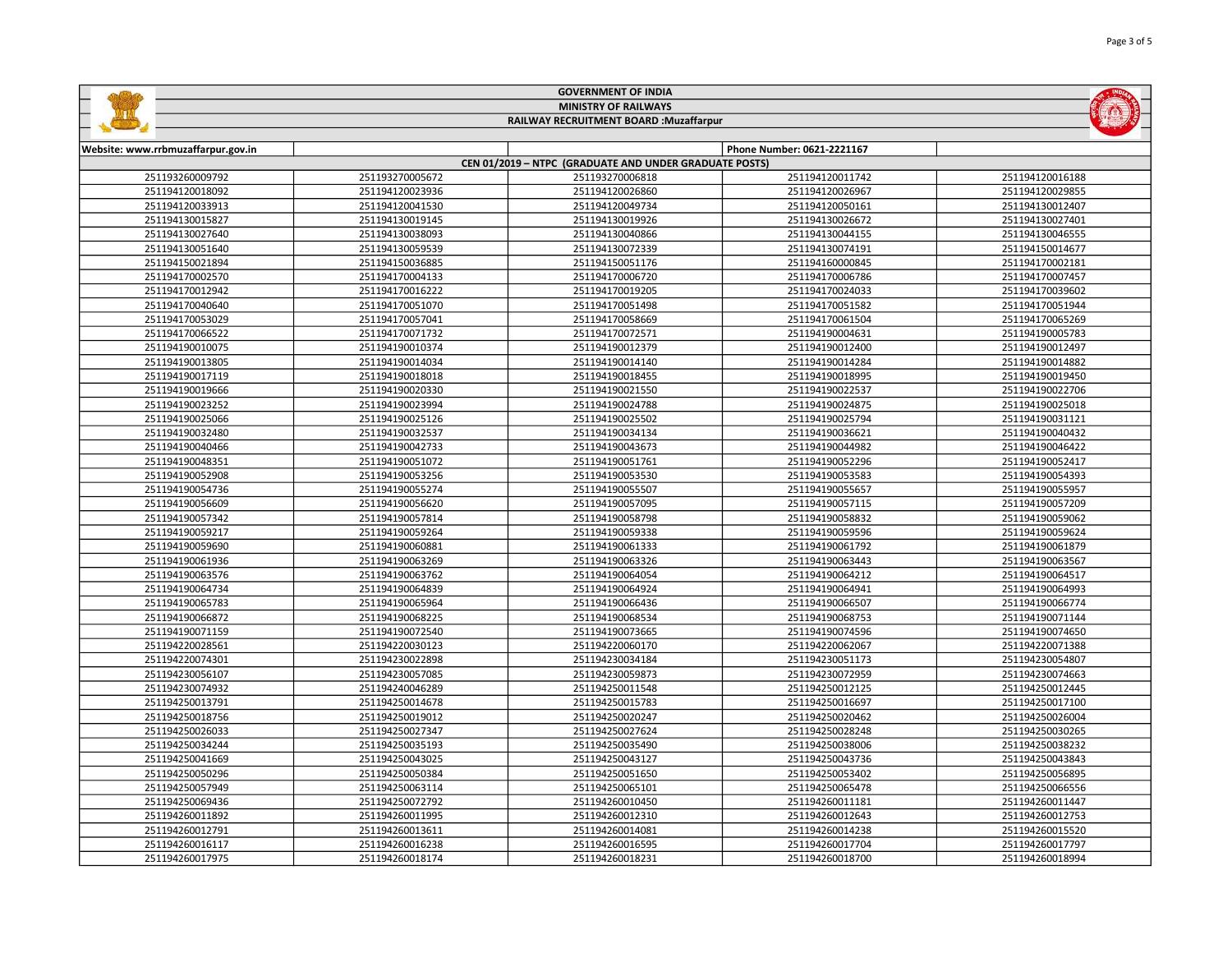# GOVERNMENT OF INDIA

## MINISTRY OF RAILWAYS

## RAILWAY RECRUITMENT BOARD :Muzaffarpur

| Website: www.rrbmuzaffarpur.gov.in | | | Phone Number: 0621-2221167 | |
|---|---|---|---|---|
| CEN 01/2019 – NTPC (GRADUATE AND UNDER GRADUATE POSTS) | | | | |
| 251193260009792 | 251193270005672 | 251193270006818 | 251194120011742 | 251194120016188 |
| 251194120018092 | 251194120023936 | 251194120026860 | 251194120026967 | 251194120029855 |
| 251194120033913 | 251194120041530 | 251194120049734 | 251194120050161 | 251194130012407 |
| 251194130015827 | 251194130019145 | 251194130019926 | 251194130026672 | 251194130027401 |
| 251194130027640 | 251194130038093 | 251194130040866 | 251194130044155 | 251194130046555 |
| 251194130051640 | 251194130059539 | 251194130072339 | 251194130074191 | 251194150014677 |
| 251194150021894 | 251194150036885 | 251194150051176 | 251194160000845 | 251194170002181 |
| 251194170002570 | 251194170004133 | 251194170006720 | 251194170006786 | 251194170007457 |
| 251194170012942 | 251194170016222 | 251194170019205 | 251194170024033 | 251194170039602 |
| 251194170040640 | 251194170051070 | 251194170051498 | 251194170051582 | 251194170051944 |
| 251194170053029 | 251194170057041 | 251194170058669 | 251194170061504 | 251194170065269 |
| 251194170066522 | 251194170071732 | 251194170072571 | 251194190004631 | 251194190005783 |
| 251194190010075 | 251194190010374 | 251194190012379 | 251194190012400 | 251194190012497 |
| 251194190013805 | 251194190014034 | 251194190014140 | 251194190014284 | 251194190014882 |
| 251194190017119 | 251194190018018 | 251194190018455 | 251194190018995 | 251194190019450 |
| 251194190019666 | 251194190020330 | 251194190021550 | 251194190022537 | 251194190022706 |
| 251194190023252 | 251194190023994 | 251194190024788 | 251194190024875 | 251194190025018 |
| 251194190025066 | 251194190025126 | 251194190025502 | 251194190025794 | 251194190031121 |
| 251194190032480 | 251194190032537 | 251194190034134 | 251194190036621 | 251194190040432 |
| 251194190040466 | 251194190042733 | 251194190043673 | 251194190044982 | 251194190046422 |
| 251194190048351 | 251194190051072 | 251194190051761 | 251194190052296 | 251194190052417 |
| 251194190052908 | 251194190053256 | 251194190053530 | 251194190053583 | 251194190054393 |
| 251194190054736 | 251194190055274 | 251194190055507 | 251194190055657 | 251194190055957 |
| 251194190056609 | 251194190056620 | 251194190057095 | 251194190057115 | 251194190057209 |
| 251194190057342 | 251194190057814 | 251194190058798 | 251194190058832 | 251194190059062 |
| 251194190059217 | 251194190059264 | 251194190059338 | 251194190059596 | 251194190059624 |
| 251194190059690 | 251194190060881 | 251194190061333 | 251194190061792 | 251194190061879 |
| 251194190061936 | 251194190063269 | 251194190063326 | 251194190063443 | 251194190063567 |
| 251194190063576 | 251194190063762 | 251194190064054 | 251194190064212 | 251194190064517 |
| 251194190064734 | 251194190064839 | 251194190064924 | 251194190064941 | 251194190064993 |
| 251194190065783 | 251194190065964 | 251194190066436 | 251194190066507 | 251194190066774 |
| 251194190066872 | 251194190068225 | 251194190068534 | 251194190068753 | 251194190071144 |
| 251194190071159 | 251194190072540 | 251194190073665 | 251194190074596 | 251194190074650 |
| 251194220028561 | 251194220030123 | 251194220060170 | 251194220062067 | 251194220071388 |
| 251194220074301 | 251194230022898 | 251194230034184 | 251194230051173 | 251194230054807 |
| 251194230056107 | 251194230057085 | 251194230059873 | 251194230072959 | 251194230074663 |
| 251194230074932 | 251194240046289 | 251194250011548 | 251194250012125 | 251194250012445 |
| 251194250013791 | 251194250014678 | 251194250015783 | 251194250016697 | 251194250017100 |
| 251194250018756 | 251194250019012 | 251194250020247 | 251194250020462 | 251194250026004 |
| 251194250026033 | 251194250027347 | 251194250027624 | 251194250028248 | 251194250030265 |
| 251194250034244 | 251194250035193 | 251194250035490 | 251194250038006 | 251194250038232 |
| 251194250041669 | 251194250043025 | 251194250043127 | 251194250043736 | 251194250043843 |
| 251194250050296 | 251194250050384 | 251194250051650 | 251194250053402 | 251194250056895 |
| 251194250057949 | 251194250063114 | 251194250065101 | 251194250065478 | 251194250066556 |
| 251194250069436 | 251194250072792 | 251194260010450 | 251194260011181 | 251194260011447 |
| 251194260011892 | 251194260011995 | 251194260012310 | 251194260012643 | 251194260012753 |
| 251194260012791 | 251194260013611 | 251194260014081 | 251194260014238 | 251194260015520 |
| 251194260016117 | 251194260016238 | 251194260016595 | 251194260017704 | 251194260017797 |
| 251194260017975 | 251194260018174 | 251194260018231 | 251194260018700 | 251194260018994 |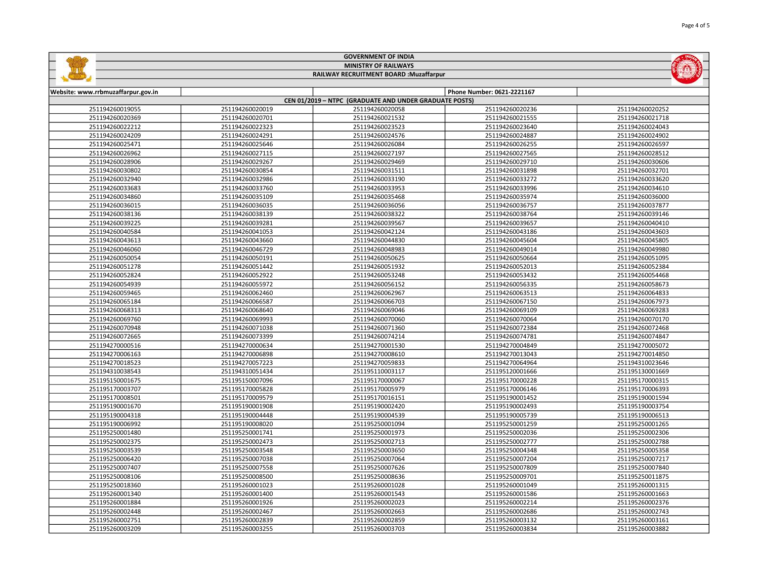# GOVERNMENT OF INDIA

## MINISTRY OF RAILWAYS

### RAILWAY RECRUITMENT BOARD :Muzaffarpur

| Website: www.rrbmuzaffarpur.gov.in | | | Phone Number: 0621-2221167 | |
|---|---|---|---|---|
| CEN 01/2019 – NTPC (GRADUATE AND UNDER GRADUATE POSTS) | | | | |
| 251194260019055 | 251194260020019 | 251194260020058 | 251194260020236 | 251194260020252 |
| 251194260020369 | 251194260020701 | 251194260021532 | 251194260021555 | 251194260021718 |
| 251194260022212 | 251194260022323 | 251194260023523 | 251194260023640 | 251194260024043 |
| 251194260024209 | 251194260024291 | 251194260024576 | 251194260024887 | 251194260024902 |
| 251194260025471 | 251194260025646 | 251194260026084 | 251194260026255 | 251194260026597 |
| 251194260026962 | 251194260027115 | 251194260027197 | 251194260027565 | 251194260028512 |
| 251194260028906 | 251194260029267 | 251194260029469 | 251194260029710 | 251194260030606 |
| 251194260030802 | 251194260030854 | 251194260031511 | 251194260031898 | 251194260032701 |
| 251194260032940 | 251194260032986 | 251194260033190 | 251194260033272 | 251194260033620 |
| 251194260033683 | 251194260033760 | 251194260033953 | 251194260033996 | 251194260034610 |
| 251194260034860 | 251194260035109 | 251194260035468 | 251194260035974 | 251194260036000 |
| 251194260036015 | 251194260036035 | 251194260036056 | 251194260036757 | 251194260037877 |
| 251194260038136 | 251194260038139 | 251194260038322 | 251194260038764 | 251194260039146 |
| 251194260039225 | 251194260039281 | 251194260039567 | 251194260039657 | 251194260040410 |
| 251194260040584 | 251194260041053 | 251194260042124 | 251194260043186 | 251194260043603 |
| 251194260043613 | 251194260043660 | 251194260044830 | 251194260045604 | 251194260045805 |
| 251194260046060 | 251194260046729 | 251194260048983 | 251194260049014 | 251194260049980 |
| 251194260050054 | 251194260050191 | 251194260050625 | 251194260050664 | 251194260051095 |
| 251194260051278 | 251194260051442 | 251194260051932 | 251194260052013 | 251194260052384 |
| 251194260052824 | 251194260052922 | 251194260053248 | 251194260053432 | 251194260054468 |
| 251194260054939 | 251194260055972 | 251194260056152 | 251194260056335 | 251194260058673 |
| 251194260059465 | 251194260062460 | 251194260062967 | 251194260063513 | 251194260064833 |
| 251194260065184 | 251194260066587 | 251194260066703 | 251194260067150 | 251194260067973 |
| 251194260068313 | 251194260068640 | 251194260069046 | 251194260069109 | 251194260069283 |
| 251194260069760 | 251194260069993 | 251194260070060 | 251194260070064 | 251194260070170 |
| 251194260070948 | 251194260071038 | 251194260071360 | 251194260072384 | 251194260072468 |
| 251194260072665 | 251194260073399 | 251194260074214 | 251194260074781 | 251194260074847 |
| 251194270000516 | 251194270000634 | 251194270001530 | 251194270004849 | 251194270005072 |
| 251194270006163 | 251194270006898 | 251194270008610 | 251194270013043 | 251194270014850 |
| 251194270018523 | 251194270057223 | 251194270059833 | 251194270064964 | 251194310023646 |
| 251194310038543 | 251194310051434 | 251195110003117 | 251195120001666 | 251195130001669 |
| 251195150001675 | 251195150007096 | 251195170000067 | 251195170000228 | 251195170000315 |
| 251195170003707 | 251195170005828 | 251195170005979 | 251195170006146 | 251195170006393 |
| 251195170008501 | 251195170009579 | 251195170016151 | 251195190001452 | 251195190001594 |
| 251195190001670 | 251195190001908 | 251195190002420 | 251195190002493 | 251195190003754 |
| 251195190004318 | 251195190004448 | 251195190004539 | 251195190005739 | 251195190006513 |
| 251195190006992 | 251195190008020 | 251195250001094 | 251195250001259 | 251195250001265 |
| 251195250001480 | 251195250001741 | 251195250001973 | 251195250002036 | 251195250002306 |
| 251195250002375 | 251195250002473 | 251195250002713 | 251195250002777 | 251195250002788 |
| 251195250003539 | 251195250003548 | 251195250003650 | 251195250004348 | 251195250005358 |
| 251195250006420 | 251195250007038 | 251195250007064 | 251195250007204 | 251195250007217 |
| 251195250007407 | 251195250007558 | 251195250007626 | 251195250007809 | 251195250007840 |
| 251195250008106 | 251195250008500 | 251195250008636 | 251195250009701 | 251195250011875 |
| 251195250018360 | 251195260001023 | 251195260001028 | 251195260001049 | 251195260001315 |
| 251195260001340 | 251195260001400 | 251195260001543 | 251195260001586 | 251195260001663 |
| 251195260001884 | 251195260001926 | 251195260002023 | 251195260002214 | 251195260002376 |
| 251195260002448 | 251195260002467 | 251195260002663 | 251195260002686 | 251195260002743 |
| 251195260002751 | 251195260002839 | 251195260002859 | 251195260003132 | 251195260003161 |
| 251195260003209 | 251195260003255 | 251195260003703 | 251195260003834 | 251195260003882 |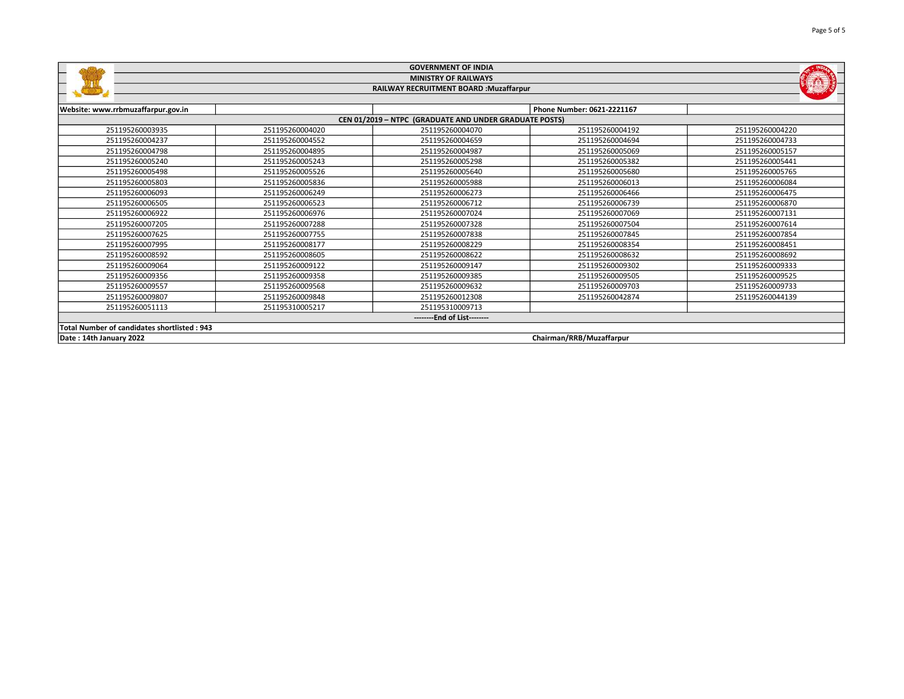# GOVERNMENT OF INDIA

## MINISTRY OF RAILWAYS

### RAILWAY RECRUITMENT BOARD :Muzaffarpur

**Website: www.rrbmuzaffarpur.gov.in** | **Phone Number: 0621-2221167**

**CEN 01/2019 – NTPC (GRADUATE AND UNDER GRADUATE POSTS)**

| | | | | |
|---|---|---|---|---|
| 251195260003935 | 251195260004020 | 251195260004070 | 251195260004192 | 251195260004220 |
| 251195260004237 | 251195260004552 | 251195260004659 | 251195260004694 | 251195260004733 |
| 251195260004798 | 251195260004895 | 251195260004987 | 251195260005069 | 251195260005157 |
| 251195260005240 | 251195260005243 | 251195260005298 | 251195260005382 | 251195260005441 |
| 251195260005498 | 251195260005526 | 251195260005640 | 251195260005680 | 251195260005765 |
| 251195260005803 | 251195260005836 | 251195260005988 | 251195260006013 | 251195260006084 |
| 251195260006093 | 251195260006249 | 251195260006273 | 251195260006466 | 251195260006475 |
| 251195260006505 | 251195260006523 | 251195260006712 | 251195260006739 | 251195260006870 |
| 251195260006922 | 251195260006976 | 251195260007024 | 251195260007069 | 251195260007131 |
| 251195260007205 | 251195260007288 | 251195260007328 | 251195260007504 | 251195260007614 |
| 251195260007625 | 251195260007755 | 251195260007838 | 251195260007845 | 251195260007854 |
| 251195260007995 | 251195260008177 | 251195260008229 | 251195260008354 | 251195260008451 |
| 251195260008592 | 251195260008605 | 251195260008622 | 251195260008632 | 251195260008692 |
| 251195260009064 | 251195260009122 | 251195260009147 | 251195260009302 | 251195260009333 |
| 251195260009356 | 251195260009358 | 251195260009385 | 251195260009505 | 251195260009525 |
| 251195260009557 | 251195260009568 | 251195260009632 | 251195260009703 | 251195260009733 |
| 251195260009807 | 251195260009848 | 251195260012308 | 251195260042874 | 251195260044139 |
| 251195260051113 | 251195310005217 | 251195310009713 | | |

--------End of List--------

**Total Number of candidates shortlisted : 943**

**Date : 14th January 2022** **Chairman/RRB/Muzaffarpur**